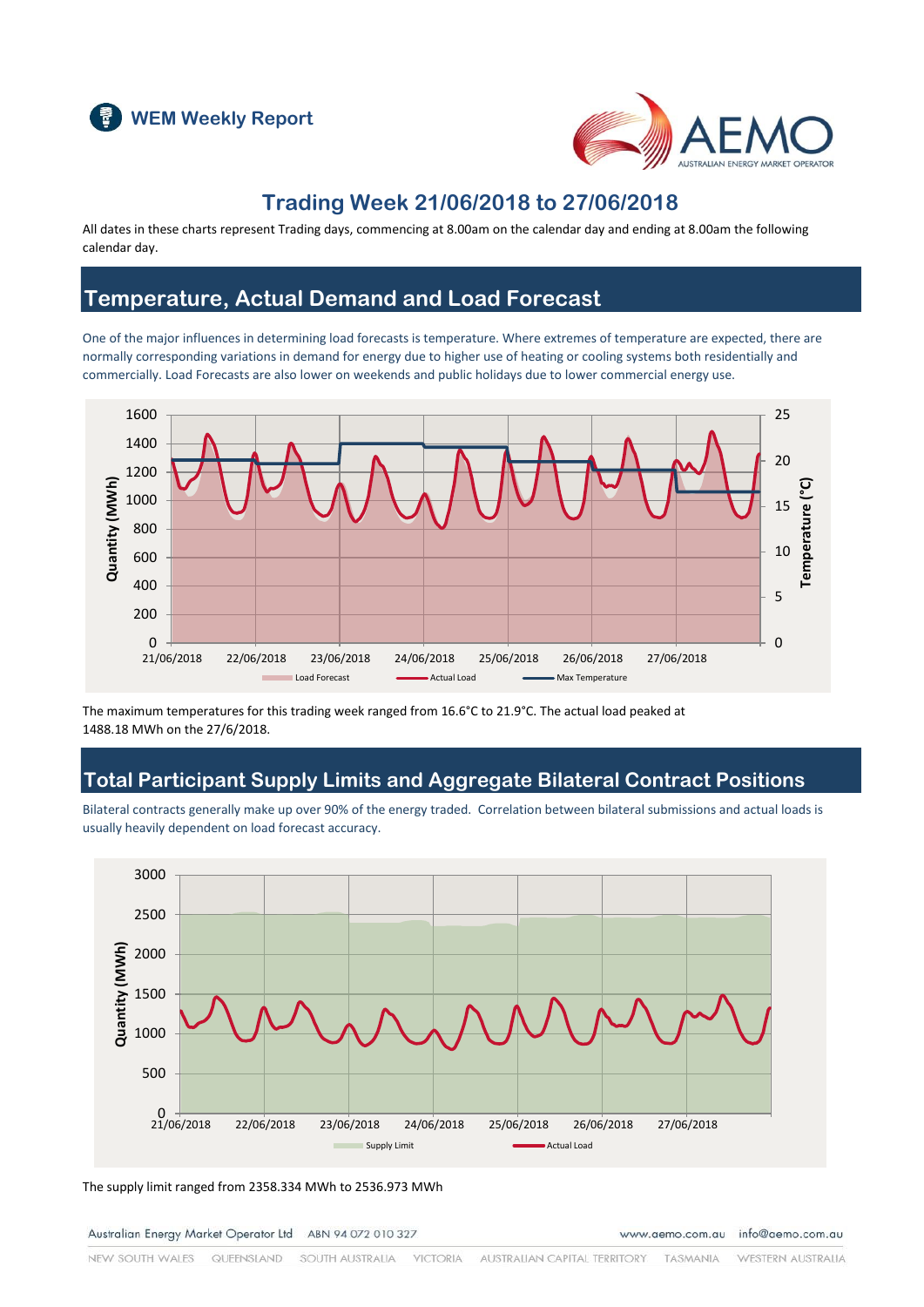WEM Weekly Report

# Trading Week 21/06/2018 to 27/06/2018

All dates in these charts represent Trading days, commencing at 8.00am on the calendar day and ending at 8.00am the following calendar day.

## Temperature, Actual Demand and Load Forecast

One of the major influences in determining load forecasts is temperature. Where extremes of temperature are expected, there are normally corresponding variations in demand for energy due to higher use of heating or cooling systems both residentially and commercially. Load Forecasts are also lower on weekends and public holidays due to lower commercial energy use.

The maximum temperatures for this trading week ranged from 16.6°C to 21.9°C. The actual load peaked at 1488.18 MWh on the 27/6/2018.

## Total Participant Supply Limits and Aggregate Bilateral Contract Positions

Bilateral contracts generally make up over 90% of the energy traded. Correlation between bilateral submissions and actual loads is usually heavily dependent on load forecast accuracy.

The supply limit ranged from 2358.334 MWh to 2536.973 MWh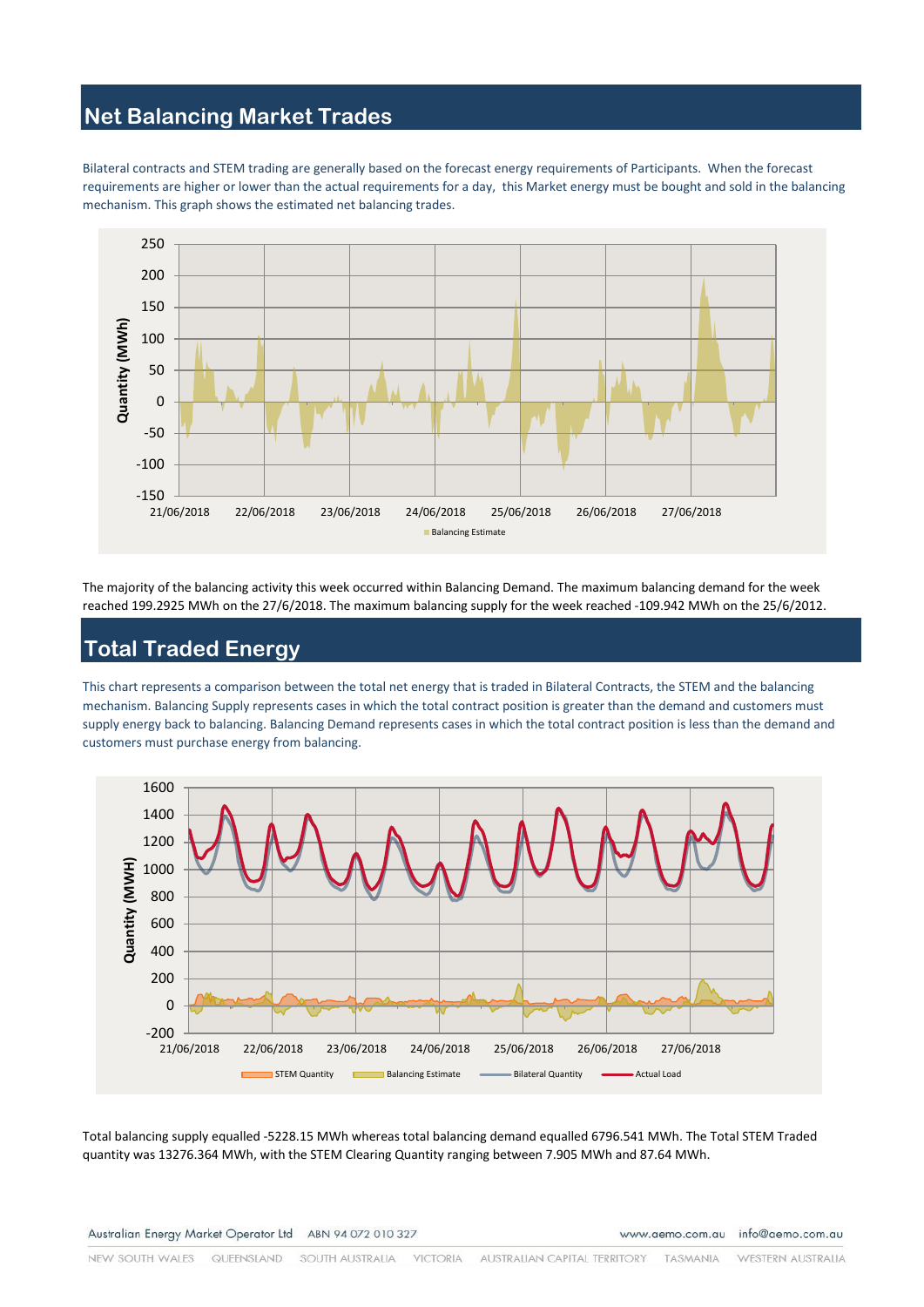## Net Balancing Market Trades

Bilateral contracts and STEM trading are generally based on the forecast energy requirements of Participants. When the forecast requirements are higher or lower than the actual requirements for a day, this Market energy must be bought and sold in the balancing mechanism. This graph shows the estimated net balancing trades.

The majority of the balancing activity this week occurred within Balancing Demand. The maximum balancing demand for the week reached 199.2925 MWh on the 27/6/2018. The maximum balancing supply for the week reached -109.942 MWh on the 25/6/2012.

## Total Traded Energy

This chart represents a comparison between the total net energy that is traded in Bilateral Contracts, the STEM and the balancing mechanism. Balancing Supply represents cases in which the total contract position is greater than the demand and customers must supply energy back to balancing. Balancing Demand represents cases in which the total contract position is less than the demand and customers must purchase energy from balancing.

Total balancing supply equalled -5228.15 MWh whereas total balancing demand equalled 6796.541 MWh. The Total STEM Traded quantity was 13276.364 MWh, with the STEM Clearing Quantity ranging between 7.905 MWh and 87.64 MWh.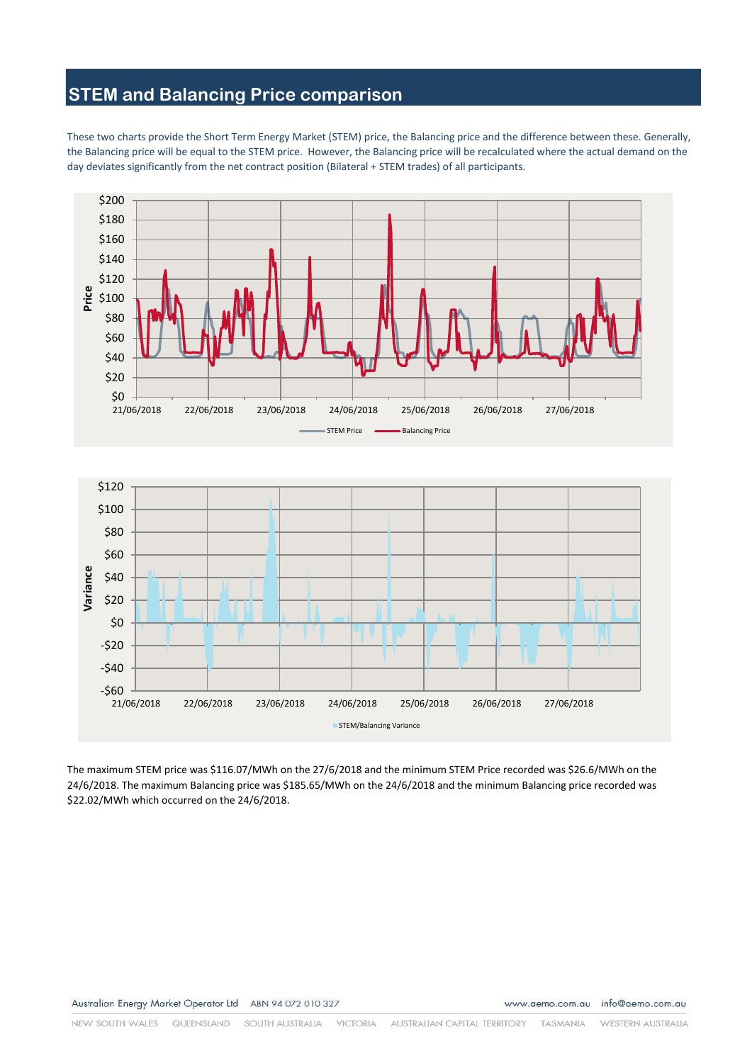## STEM and Balancing Price comparison

These two charts provide the Short Term Energy Market (STEM) price, the Balancing price and the difference between these. Generally, the Balancing price will be equal to the STEM price. However, the Balancing price will be recalculated where the actual demand on the day deviates significantly from the net contract position (Bilateral + STEM trades) of all participants.

Price

$200
$180
$160
$140
$120
$100
$80
$60
$40
$20
$0

21/06/2018 22/06/2018 23/06/2018 24/06/2018 25/06/2018 26/06/2018 27/06/2018

STEM Price
Balancing Price

Variance

$120
$100
$80
$60
$40
$20
$0
-$20
-$40
-$60

21/06/2018 22/06/2018 23/06/2018 24/06/2018 25/06/2018 26/06/2018 27/06/2018

STEM/Balancing Variance

The maximum STEM price was $116.07/MWh on the 27/6/2018 and the minimum STEM Price recorded was $26.6/MWh on the 24/6/2018. The maximum Balancing price was $185.65/MWh on the 24/6/2018 and the minimum Balancing price recorded was $22.02/MWh which occurred on the 24/6/2018.